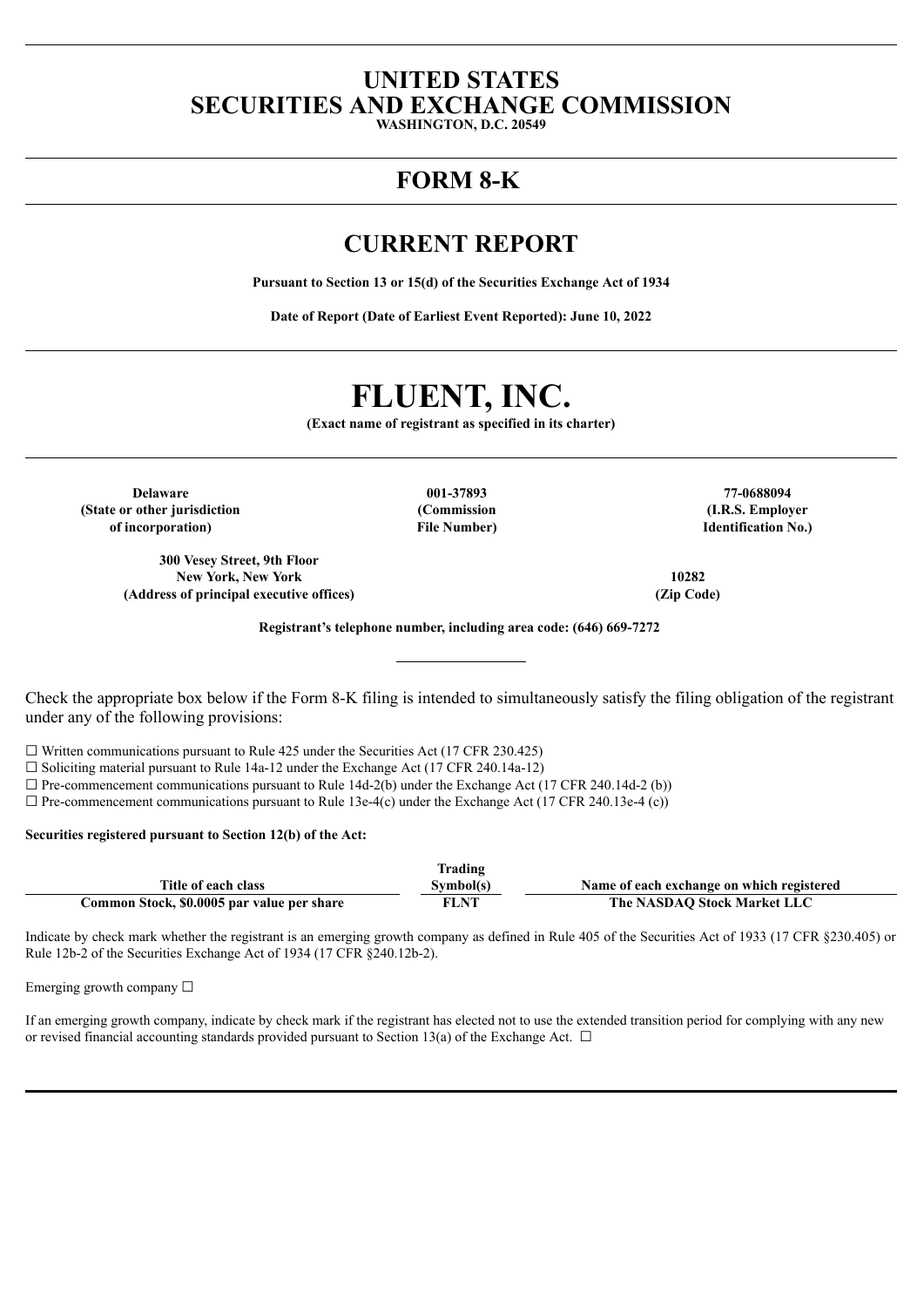# UNITED STATES
# SECURITIES AND EXCHANGE COMMISSION

**WASHINGTON, D.C. 20549**

# FORM 8-K

# CURRENT REPORT

**Pursuant to Section 13 or 15(d) of the Securities Exchange Act of 1934**

**Date of Report (Date of Earliest Event Reported): June 10, 2022**

# FLUENT, INC.

**(Exact name of registrant as specified in its charter)**

| Delaware | 001-37893 | 77-0688094 |
|---|---|---|
| (State or other jurisdiction of incorporation) | (Commission File Number) | (I.R.S. Employer Identification No.) |

| 300 Vesey Street, 9th Floor New York, New York | 10282 |
|---|---|
| (Address of principal executive offices) | (Zip Code) |

**Registrant's telephone number, including area code: (646) 669-7272**

Check the appropriate box below if the Form 8-K filing is intended to simultaneously satisfy the filing obligation of the registrant under any of the following provisions:

☐ Written communications pursuant to Rule 425 under the Securities Act (17 CFR 230.425)
☐ Soliciting material pursuant to Rule 14a-12 under the Exchange Act (17 CFR 240.14a-12)
☐ Pre-commencement communications pursuant to Rule 14d-2(b) under the Exchange Act (17 CFR 240.14d-2 (b))
☐ Pre-commencement communications pursuant to Rule 13e-4(c) under the Exchange Act (17 CFR 240.13e-4 (c))

**Securities registered pursuant to Section 12(b) of the Act:**

| Title of each class | Trading Symbol(s) | Name of each exchange on which registered |
|---|---|---|
| Common Stock, $0.0005 par value per share | FLNT | The NASDAQ Stock Market LLC |

Indicate by check mark whether the registrant is an emerging growth company as defined in Rule 405 of the Securities Act of 1933 (17 CFR §230.405) or Rule 12b-2 of the Securities Exchange Act of 1934 (17 CFR §240.12b-2).

Emerging growth company ☐

If an emerging growth company, indicate by check mark if the registrant has elected not to use the extended transition period for complying with any new or revised financial accounting standards provided pursuant to Section 13(a) of the Exchange Act. ☐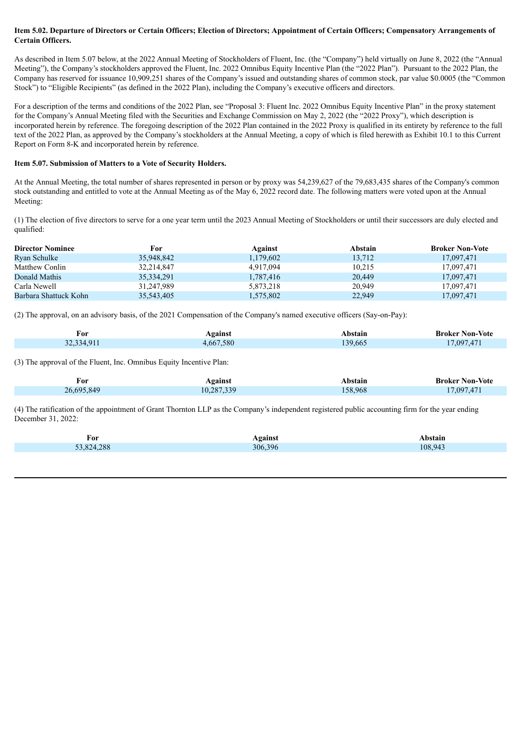**Item 5.02. Departure of Directors or Certain Officers; Election of Directors; Appointment of Certain Officers; Compensatory Arrangements of Certain Officers.**

As described in Item 5.07 below, at the 2022 Annual Meeting of Stockholders of Fluent, Inc. (the "Company") held virtually on June 8, 2022 (the "Annual Meeting"), the Company's stockholders approved the Fluent, Inc. 2022 Omnibus Equity Incentive Plan (the "2022 Plan"). Pursuant to the 2022 Plan, the Company has reserved for issuance 10,909,251 shares of the Company's issued and outstanding shares of common stock, par value $0.0005 (the "Common Stock") to "Eligible Recipients" (as defined in the 2022 Plan), including the Company's executive officers and directors.

For a description of the terms and conditions of the 2022 Plan, see "Proposal 3: Fluent Inc. 2022 Omnibus Equity Incentive Plan" in the proxy statement for the Company's Annual Meeting filed with the Securities and Exchange Commission on May 2, 2022 (the "2022 Proxy"), which description is incorporated herein by reference. The foregoing description of the 2022 Plan contained in the 2022 Proxy is qualified in its entirety by reference to the full text of the 2022 Plan, as approved by the Company's stockholders at the Annual Meeting, a copy of which is filed herewith as Exhibit 10.1 to this Current Report on Form 8-K and incorporated herein by reference.

**Item 5.07. Submission of Matters to a Vote of Security Holders.**

At the Annual Meeting, the total number of shares represented in person or by proxy was 54,239,627 of the 79,683,435 shares of the Company's common stock outstanding and entitled to vote at the Annual Meeting as of the May 6, 2022 record date. The following matters were voted upon at the Annual Meeting:

(1) The election of five directors to serve for a one year term until the 2023 Annual Meeting of Stockholders or until their successors are duly elected and qualified:

| Director Nominee | For | Against | Abstain | Broker Non-Vote |
|---|---|---|---|---|
| Ryan Schulke | 35,948,842 | 1,179,602 | 13,712 | 17,097,471 |
| Matthew Conlin | 32,214,847 | 4,917,094 | 10,215 | 17,097,471 |
| Donald Mathis | 35,334,291 | 1,787,416 | 20,449 | 17,097,471 |
| Carla Newell | 31,247,989 | 5,873,218 | 20,949 | 17,097,471 |
| Barbara Shattuck Kohn | 35,543,405 | 1,575,802 | 22,949 | 17,097,471 |

(2) The approval, on an advisory basis, of the 2021 Compensation of the Company's named executive officers (Say-on-Pay):

| For | Against | Abstain | Broker Non-Vote |
|---|---|---|---|
| 32,334,911 | 4,667,580 | 139,665 | 17,097,471 |

(3) The approval of the Fluent, Inc. Omnibus Equity Incentive Plan:

| For | Against | Abstain | Broker Non-Vote |
|---|---|---|---|
| 26,695,849 | 10,287,339 | 158,968 | 17,097,471 |

(4) The ratification of the appointment of Grant Thornton LLP as the Company's independent registered public accounting firm for the year ending December 31, 2022:

| For | Against | Abstain |
|---|---|---|
| 53,824,288 | 306,396 | 108,943 |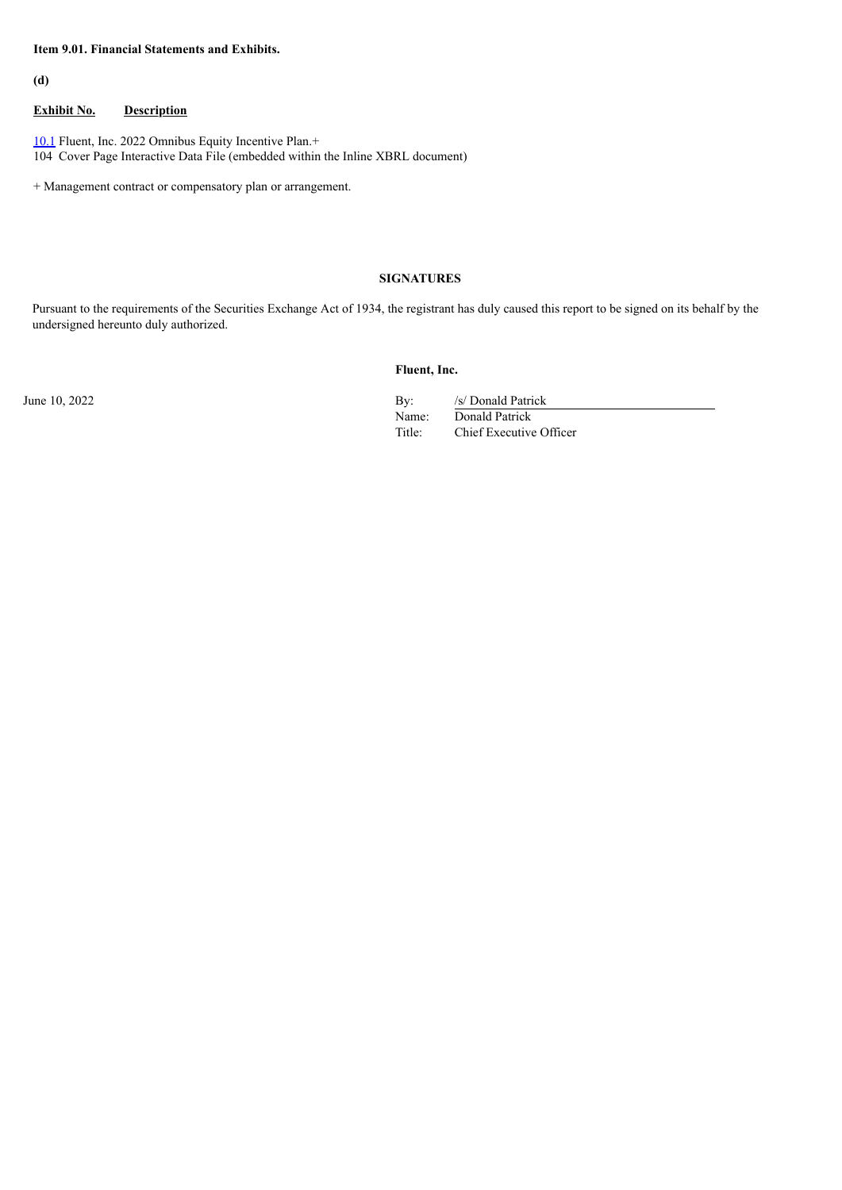**Item 9.01. Financial Statements and Exhibits.**

**(d)**

| Exhibit No. | Description |
|---|---|
| 10.1 | Fluent, Inc. 2022 Omnibus Equity Incentive Plan.+ |
| 104 | Cover Page Interactive Data File (embedded within the Inline XBRL document) |

+ Management contract or compensatory plan or arrangement.

**SIGNATURES**

Pursuant to the requirements of the Securities Exchange Act of 1934, the registrant has duly caused this report to be signed on its behalf by the undersigned hereunto duly authorized.

**Fluent, Inc.**

June 10, 2022

By: /s/ Donald Patrick
Name: Donald Patrick
Title: Chief Executive Officer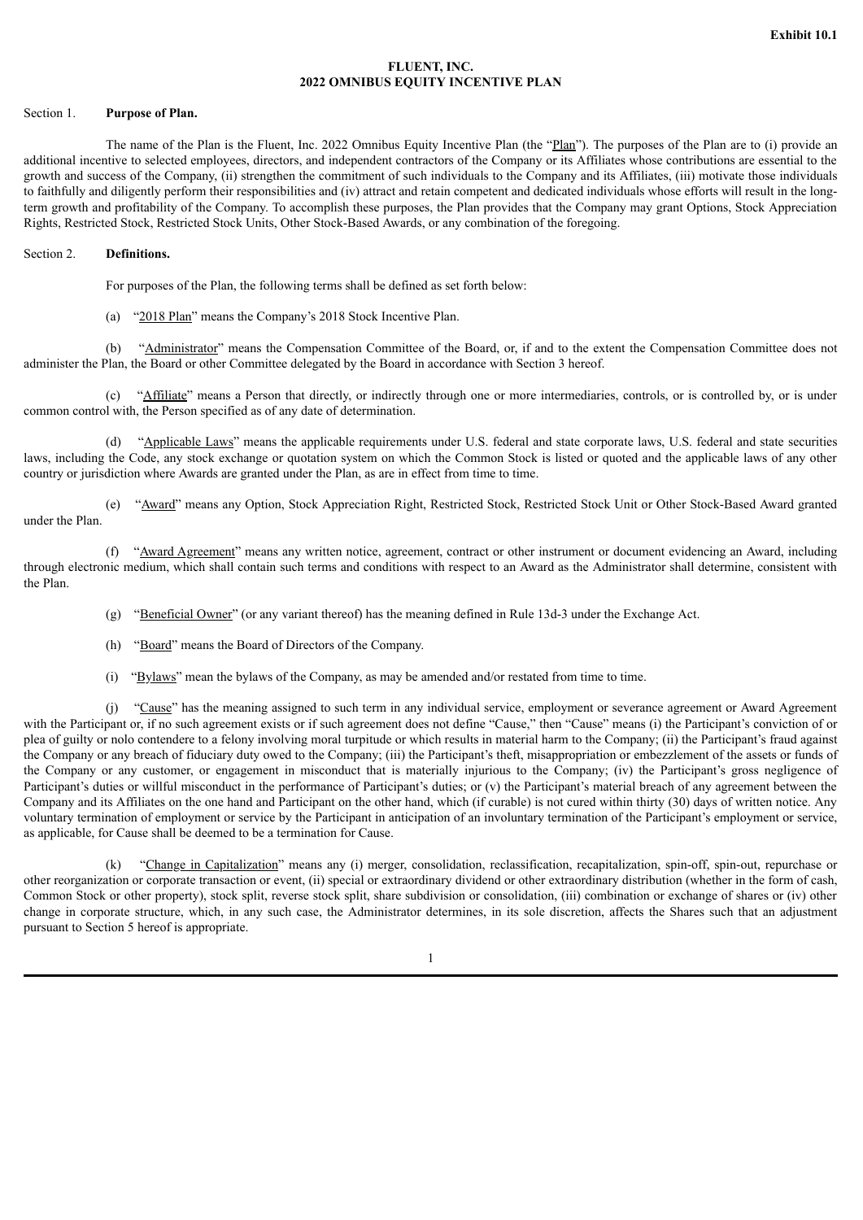**Exhibit 10.1**

# FLUENT, INC.
# 2022 OMNIBUS EQUITY INCENTIVE PLAN

## Section 1. **Purpose of Plan.**

The name of the Plan is the Fluent, Inc. 2022 Omnibus Equity Incentive Plan (the "Plan"). The purposes of the Plan are to (i) provide an additional incentive to selected employees, directors, and independent contractors of the Company or its Affiliates whose contributions are essential to the growth and success of the Company, (ii) strengthen the commitment of such individuals to the Company and its Affiliates, (iii) motivate those individuals to faithfully and diligently perform their responsibilities and (iv) attract and retain competent and dedicated individuals whose efforts will result in the long-term growth and profitability of the Company. To accomplish these purposes, the Plan provides that the Company may grant Options, Stock Appreciation Rights, Restricted Stock, Restricted Stock Units, Other Stock-Based Awards, or any combination of the foregoing.

## Section 2. **Definitions.**

For purposes of the Plan, the following terms shall be defined as set forth below:

(a) "2018 Plan" means the Company's 2018 Stock Incentive Plan.

(b) "Administrator" means the Compensation Committee of the Board, or, if and to the extent the Compensation Committee does not administer the Plan, the Board or other Committee delegated by the Board in accordance with Section 3 hereof.

(c) "Affiliate" means a Person that directly, or indirectly through one or more intermediaries, controls, or is controlled by, or is under common control with, the Person specified as of any date of determination.

(d) "Applicable Laws" means the applicable requirements under U.S. federal and state corporate laws, U.S. federal and state securities laws, including the Code, any stock exchange or quotation system on which the Common Stock is listed or quoted and the applicable laws of any other country or jurisdiction where Awards are granted under the Plan, as are in effect from time to time.

(e) "Award" means any Option, Stock Appreciation Right, Restricted Stock, Restricted Stock Unit or Other Stock-Based Award granted under the Plan.

(f) "Award Agreement" means any written notice, agreement, contract or other instrument or document evidencing an Award, including through electronic medium, which shall contain such terms and conditions with respect to an Award as the Administrator shall determine, consistent with the Plan.

(g) "Beneficial Owner" (or any variant thereof) has the meaning defined in Rule 13d-3 under the Exchange Act.

(h) "Board" means the Board of Directors of the Company.

(i) "Bylaws" mean the bylaws of the Company, as may be amended and/or restated from time to time.

(j) "Cause" has the meaning assigned to such term in any individual service, employment or severance agreement or Award Agreement with the Participant or, if no such agreement exists or if such agreement does not define "Cause," then "Cause" means (i) the Participant's conviction of or plea of guilty or nolo contendere to a felony involving moral turpitude or which results in material harm to the Company; (ii) the Participant's fraud against the Company or any breach of fiduciary duty owed to the Company; (iii) the Participant's theft, misappropriation or embezzlement of the assets or funds of the Company or any customer, or engagement in misconduct that is materially injurious to the Company; (iv) the Participant's gross negligence of Participant's duties or willful misconduct in the performance of Participant's duties; or (v) the Participant's material breach of any agreement between the Company and its Affiliates on the one hand and Participant on the other hand, which (if curable) is not cured within thirty (30) days of written notice. Any voluntary termination of employment or service by the Participant in anticipation of an involuntary termination of the Participant's employment or service, as applicable, for Cause shall be deemed to be a termination for Cause.

(k) "Change in Capitalization" means any (i) merger, consolidation, reclassification, recapitalization, spin-off, spin-out, repurchase or other reorganization or corporate transaction or event, (ii) special or extraordinary dividend or other extraordinary distribution (whether in the form of cash, Common Stock or other property), stock split, reverse stock split, share subdivision or consolidation, (iii) combination or exchange of shares or (iv) other change in corporate structure, which, in any such case, the Administrator determines, in its sole discretion, affects the Shares such that an adjustment pursuant to Section 5 hereof is appropriate.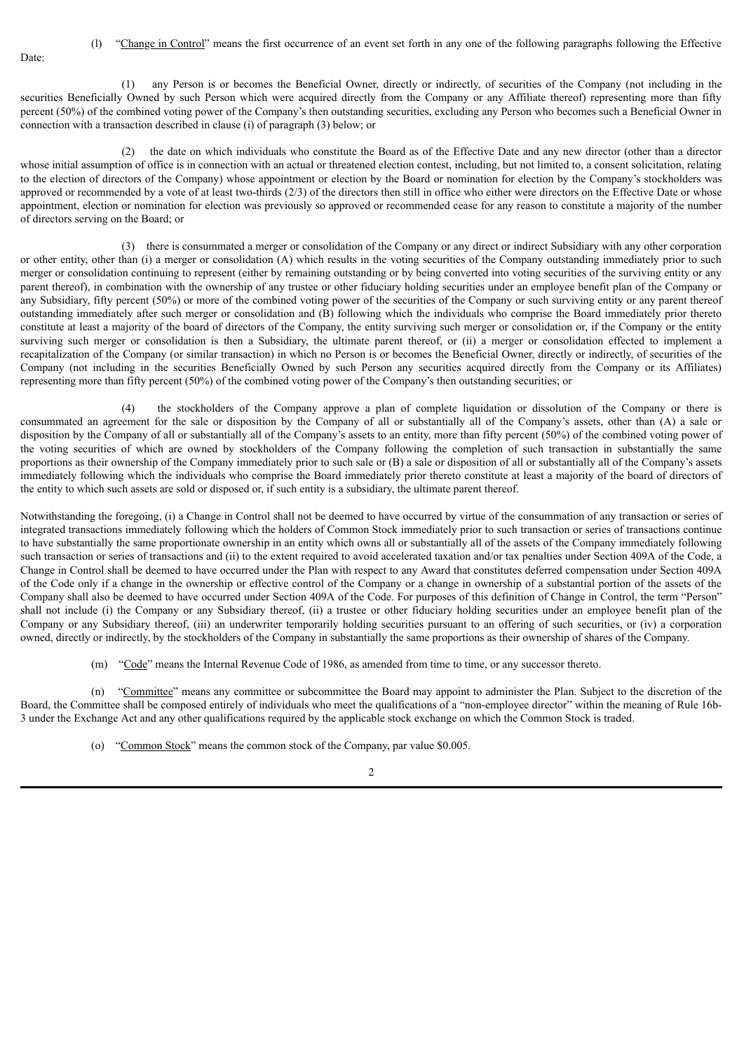(l) "Change in Control" means the first occurrence of an event set forth in any one of the following paragraphs following the Effective Date:

(1) any Person is or becomes the Beneficial Owner, directly or indirectly, of securities of the Company (not including in the securities Beneficially Owned by such Person which were acquired directly from the Company or any Affiliate thereof) representing more than fifty percent (50%) of the combined voting power of the Company's then outstanding securities, excluding any Person who becomes such a Beneficial Owner in connection with a transaction described in clause (i) of paragraph (3) below; or

(2) the date on which individuals who constitute the Board as of the Effective Date and any new director (other than a director whose initial assumption of office is in connection with an actual or threatened election contest, including, but not limited to, a consent solicitation, relating to the election of directors of the Company) whose appointment or election by the Board or nomination for election by the Company's stockholders was approved or recommended by a vote of at least two-thirds (2/3) of the directors then still in office who either were directors on the Effective Date or whose appointment, election or nomination for election was previously so approved or recommended cease for any reason to constitute a majority of the number of directors serving on the Board; or

(3) there is consummated a merger or consolidation of the Company or any direct or indirect Subsidiary with any other corporation or other entity, other than (i) a merger or consolidation (A) which results in the voting securities of the Company outstanding immediately prior to such merger or consolidation continuing to represent (either by remaining outstanding or by being converted into voting securities of the surviving entity or any parent thereof), in combination with the ownership of any trustee or other fiduciary holding securities under an employee benefit plan of the Company or any Subsidiary, fifty percent (50%) or more of the combined voting power of the securities of the Company or such surviving entity or any parent thereof outstanding immediately after such merger or consolidation and (B) following which the individuals who comprise the Board immediately prior thereto constitute at least a majority of the board of directors of the Company, the entity surviving such merger or consolidation or, if the Company or the entity surviving such merger or consolidation is then a Subsidiary, the ultimate parent thereof, or (ii) a merger or consolidation effected to implement a recapitalization of the Company (or similar transaction) in which no Person is or becomes the Beneficial Owner, directly or indirectly, of securities of the Company (not including in the securities Beneficially Owned by such Person any securities acquired directly from the Company or its Affiliates) representing more than fifty percent (50%) of the combined voting power of the Company's then outstanding securities; or

(4) the stockholders of the Company approve a plan of complete liquidation or dissolution of the Company or there is consummated an agreement for the sale or disposition by the Company of all or substantially all of the Company's assets, other than (A) a sale or disposition by the Company of all or substantially all of the Company's assets to an entity, more than fifty percent (50%) of the combined voting power of the voting securities of which are owned by stockholders of the Company following the completion of such transaction in substantially the same proportions as their ownership of the Company immediately prior to such sale or (B) a sale or disposition of all or substantially all of the Company's assets immediately following which the individuals who comprise the Board immediately prior thereto constitute at least a majority of the board of directors of the entity to which such assets are sold or disposed or, if such entity is a subsidiary, the ultimate parent thereof.

Notwithstanding the foregoing, (i) a Change in Control shall not be deemed to have occurred by virtue of the consummation of any transaction or series of integrated transactions immediately following which the holders of Common Stock immediately prior to such transaction or series of transactions continue to have substantially the same proportionate ownership in an entity which owns all or substantially all of the assets of the Company immediately following such transaction or series of transactions and (ii) to the extent required to avoid accelerated taxation and/or tax penalties under Section 409A of the Code, a Change in Control shall be deemed to have occurred under the Plan with respect to any Award that constitutes deferred compensation under Section 409A of the Code only if a change in the ownership or effective control of the Company or a change in ownership of a substantial portion of the assets of the Company shall also be deemed to have occurred under Section 409A of the Code. For purposes of this definition of Change in Control, the term "Person" shall not include (i) the Company or any Subsidiary thereof, (ii) a trustee or other fiduciary holding securities under an employee benefit plan of the Company or any Subsidiary thereof, (iii) an underwriter temporarily holding securities pursuant to an offering of such securities, or (iv) a corporation owned, directly or indirectly, by the stockholders of the Company in substantially the same proportions as their ownership of shares of the Company.

(m) "Code" means the Internal Revenue Code of 1986, as amended from time to time, or any successor thereto.

(n) "Committee" means any committee or subcommittee the Board may appoint to administer the Plan. Subject to the discretion of the Board, the Committee shall be composed entirely of individuals who meet the qualifications of a "non-employee director" within the meaning of Rule 16b-3 under the Exchange Act and any other qualifications required by the applicable stock exchange on which the Common Stock is traded.

(o) "Common Stock" means the common stock of the Company, par value $0.005.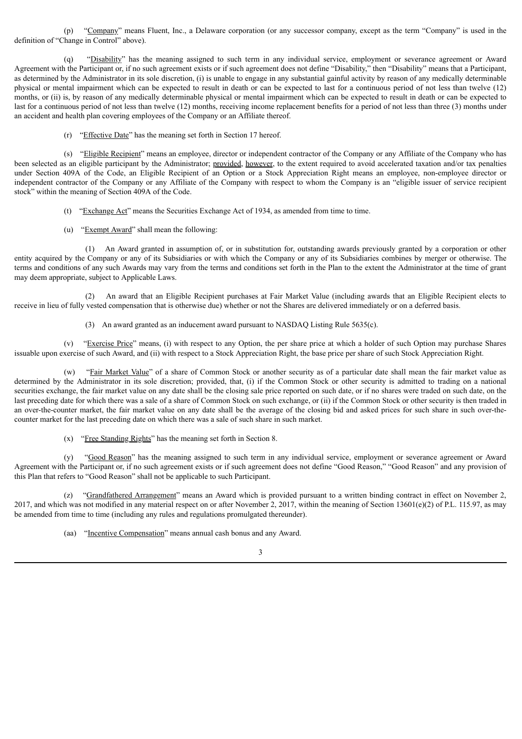(p) "Company" means Fluent, Inc., a Delaware corporation (or any successor company, except as the term "Company" is used in the definition of "Change in Control" above).

(q) "Disability" has the meaning assigned to such term in any individual service, employment or severance agreement or Award Agreement with the Participant or, if no such agreement exists or if such agreement does not define "Disability," then "Disability" means that a Participant, as determined by the Administrator in its sole discretion, (i) is unable to engage in any substantial gainful activity by reason of any medically determinable physical or mental impairment which can be expected to result in death or can be expected to last for a continuous period of not less than twelve (12) months, or (ii) is, by reason of any medically determinable physical or mental impairment which can be expected to result in death or can be expected to last for a continuous period of not less than twelve (12) months, receiving income replacement benefits for a period of not less than three (3) months under an accident and health plan covering employees of the Company or an Affiliate thereof.

(r) "Effective Date" has the meaning set forth in Section 17 hereof.

(s) "Eligible Recipient" means an employee, director or independent contractor of the Company or any Affiliate of the Company who has been selected as an eligible participant by the Administrator; provided, however, to the extent required to avoid accelerated taxation and/or tax penalties under Section 409A of the Code, an Eligible Recipient of an Option or a Stock Appreciation Right means an employee, non-employee director or independent contractor of the Company or any Affiliate of the Company with respect to whom the Company is an "eligible issuer of service recipient stock" within the meaning of Section 409A of the Code.

(t) "Exchange Act" means the Securities Exchange Act of 1934, as amended from time to time.

(u) "Exempt Award" shall mean the following:

(1) An Award granted in assumption of, or in substitution for, outstanding awards previously granted by a corporation or other entity acquired by the Company or any of its Subsidiaries or with which the Company or any of its Subsidiaries combines by merger or otherwise. The terms and conditions of any such Awards may vary from the terms and conditions set forth in the Plan to the extent the Administrator at the time of grant may deem appropriate, subject to Applicable Laws.

(2) An award that an Eligible Recipient purchases at Fair Market Value (including awards that an Eligible Recipient elects to receive in lieu of fully vested compensation that is otherwise due) whether or not the Shares are delivered immediately or on a deferred basis.

(3) An award granted as an inducement award pursuant to NASDAQ Listing Rule 5635(c).

(v) "Exercise Price" means, (i) with respect to any Option, the per share price at which a holder of such Option may purchase Shares issuable upon exercise of such Award, and (ii) with respect to a Stock Appreciation Right, the base price per share of such Stock Appreciation Right.

(w) "Fair Market Value" of a share of Common Stock or another security as of a particular date shall mean the fair market value as determined by the Administrator in its sole discretion; provided, that, (i) if the Common Stock or other security is admitted to trading on a national securities exchange, the fair market value on any date shall be the closing sale price reported on such date, or if no shares were traded on such date, on the last preceding date for which there was a sale of a share of Common Stock on such exchange, or (ii) if the Common Stock or other security is then traded in an over-the-counter market, the fair market value on any date shall be the average of the closing bid and asked prices for such share in such over-the-counter market for the last preceding date on which there was a sale of such share in such market.

(x) "Free Standing Rights" has the meaning set forth in Section 8.

(y) "Good Reason" has the meaning assigned to such term in any individual service, employment or severance agreement or Award Agreement with the Participant or, if no such agreement exists or if such agreement does not define "Good Reason," "Good Reason" and any provision of this Plan that refers to "Good Reason" shall not be applicable to such Participant.

(z) "Grandfathered Arrangement" means an Award which is provided pursuant to a written binding contract in effect on November 2, 2017, and which was not modified in any material respect on or after November 2, 2017, within the meaning of Section 13601(e)(2) of P.L. 115.97, as may be amended from time to time (including any rules and regulations promulgated thereunder).

(aa) "Incentive Compensation" means annual cash bonus and any Award.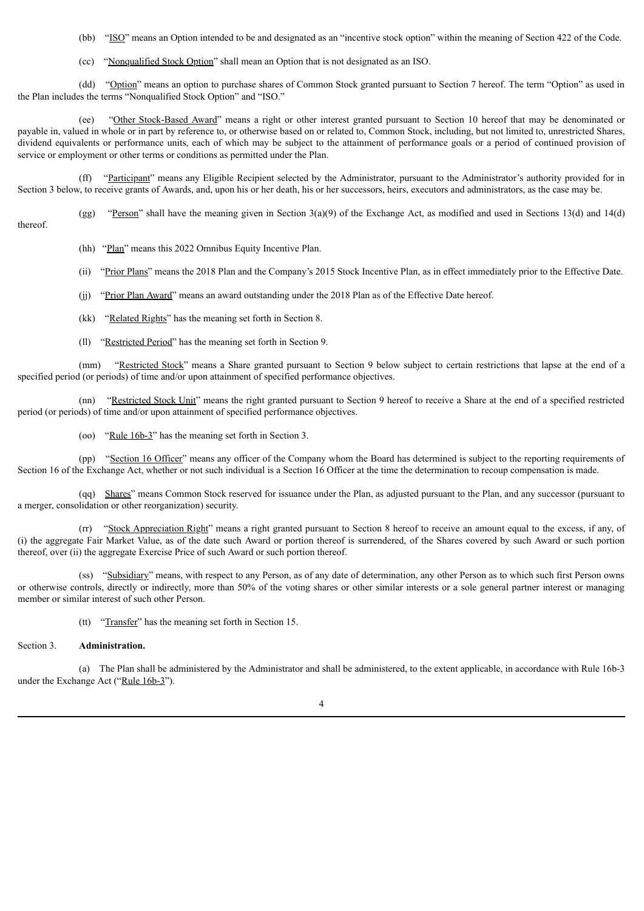(bb) "ISO" means an Option intended to be and designated as an "incentive stock option" within the meaning of Section 422 of the Code.

(cc) "Nonqualified Stock Option" shall mean an Option that is not designated as an ISO.

(dd) "Option" means an option to purchase shares of Common Stock granted pursuant to Section 7 hereof. The term "Option" as used in the Plan includes the terms "Nonqualified Stock Option" and "ISO."

(ee) "Other Stock-Based Award" means a right or other interest granted pursuant to Section 10 hereof that may be denominated or payable in, valued in whole or in part by reference to, or otherwise based on or related to, Common Stock, including, but not limited to, unrestricted Shares, dividend equivalents or performance units, each of which may be subject to the attainment of performance goals or a period of continued provision of service or employment or other terms or conditions as permitted under the Plan.

(ff) "Participant" means any Eligible Recipient selected by the Administrator, pursuant to the Administrator's authority provided for in Section 3 below, to receive grants of Awards, and, upon his or her death, his or her successors, heirs, executors and administrators, as the case may be.

(gg) "Person" shall have the meaning given in Section 3(a)(9) of the Exchange Act, as modified and used in Sections 13(d) and 14(d) thereof.

(hh) "Plan" means this 2022 Omnibus Equity Incentive Plan.

(ii) "Prior Plans" means the 2018 Plan and the Company's 2015 Stock Incentive Plan, as in effect immediately prior to the Effective Date.

(jj) "Prior Plan Award" means an award outstanding under the 2018 Plan as of the Effective Date hereof.

(kk) "Related Rights" has the meaning set forth in Section 8.

(ll) "Restricted Period" has the meaning set forth in Section 9.

(mm) "Restricted Stock" means a Share granted pursuant to Section 9 below subject to certain restrictions that lapse at the end of a specified period (or periods) of time and/or upon attainment of specified performance objectives.

(nn) "Restricted Stock Unit" means the right granted pursuant to Section 9 hereof to receive a Share at the end of a specified restricted period (or periods) of time and/or upon attainment of specified performance objectives.

(oo) "Rule 16b-3" has the meaning set forth in Section 3.

(pp) "Section 16 Officer" means any officer of the Company whom the Board has determined is subject to the reporting requirements of Section 16 of the Exchange Act, whether or not such individual is a Section 16 Officer at the time the determination to recoup compensation is made.

(qq) Shares" means Common Stock reserved for issuance under the Plan, as adjusted pursuant to the Plan, and any successor (pursuant to a merger, consolidation or other reorganization) security.

(rr) "Stock Appreciation Right" means a right granted pursuant to Section 8 hereof to receive an amount equal to the excess, if any, of (i) the aggregate Fair Market Value, as of the date such Award or portion thereof is surrendered, of the Shares covered by such Award or such portion thereof, over (ii) the aggregate Exercise Price of such Award or such portion thereof.

(ss) "Subsidiary" means, with respect to any Person, as of any date of determination, any other Person as to which such first Person owns or otherwise controls, directly or indirectly, more than 50% of the voting shares or other similar interests or a sole general partner interest or managing member or similar interest of such other Person.

(tt) "Transfer" has the meaning set forth in Section 15.

Section 3. **Administration.**

(a) The Plan shall be administered by the Administrator and shall be administered, to the extent applicable, in accordance with Rule 16b-3 under the Exchange Act ("Rule 16b-3").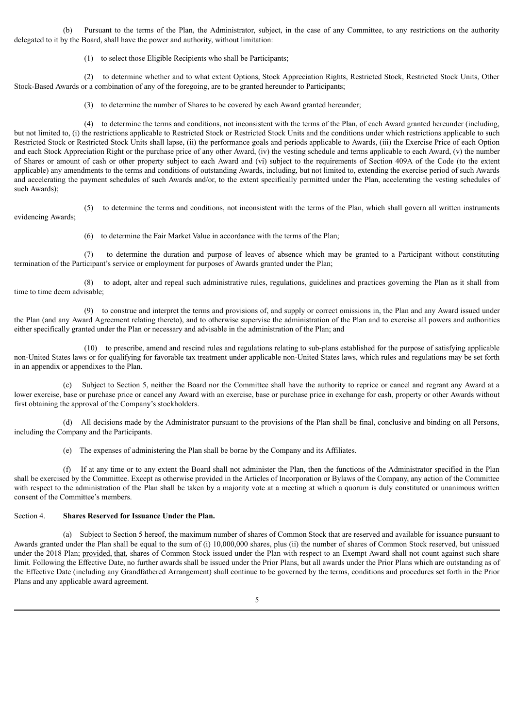(b) Pursuant to the terms of the Plan, the Administrator, subject, in the case of any Committee, to any restrictions on the authority delegated to it by the Board, shall have the power and authority, without limitation:

(1) to select those Eligible Recipients who shall be Participants;

(2) to determine whether and to what extent Options, Stock Appreciation Rights, Restricted Stock, Restricted Stock Units, Other Stock-Based Awards or a combination of any of the foregoing, are to be granted hereunder to Participants;

(3) to determine the number of Shares to be covered by each Award granted hereunder;

(4) to determine the terms and conditions, not inconsistent with the terms of the Plan, of each Award granted hereunder (including, but not limited to, (i) the restrictions applicable to Restricted Stock or Restricted Stock Units and the conditions under which restrictions applicable to such Restricted Stock or Restricted Stock Units shall lapse, (ii) the performance goals and periods applicable to Awards, (iii) the Exercise Price of each Option and each Stock Appreciation Right or the purchase price of any other Award, (iv) the vesting schedule and terms applicable to each Award, (v) the number of Shares or amount of cash or other property subject to each Award and (vi) subject to the requirements of Section 409A of the Code (to the extent applicable) any amendments to the terms and conditions of outstanding Awards, including, but not limited to, extending the exercise period of such Awards and accelerating the payment schedules of such Awards and/or, to the extent specifically permitted under the Plan, accelerating the vesting schedules of such Awards);

(5) to determine the terms and conditions, not inconsistent with the terms of the Plan, which shall govern all written instruments evidencing Awards;

(6) to determine the Fair Market Value in accordance with the terms of the Plan;

(7) to determine the duration and purpose of leaves of absence which may be granted to a Participant without constituting termination of the Participant's service or employment for purposes of Awards granted under the Plan;

(8) to adopt, alter and repeal such administrative rules, regulations, guidelines and practices governing the Plan as it shall from time to time deem advisable;

(9) to construe and interpret the terms and provisions of, and supply or correct omissions in, the Plan and any Award issued under the Plan (and any Award Agreement relating thereto), and to otherwise supervise the administration of the Plan and to exercise all powers and authorities either specifically granted under the Plan or necessary and advisable in the administration of the Plan; and

(10) to prescribe, amend and rescind rules and regulations relating to sub-plans established for the purpose of satisfying applicable non-United States laws or for qualifying for favorable tax treatment under applicable non-United States laws, which rules and regulations may be set forth in an appendix or appendixes to the Plan.

(c) Subject to Section 5, neither the Board nor the Committee shall have the authority to reprice or cancel and regrant any Award at a lower exercise, base or purchase price or cancel any Award with an exercise, base or purchase price in exchange for cash, property or other Awards without first obtaining the approval of the Company's stockholders.

(d) All decisions made by the Administrator pursuant to the provisions of the Plan shall be final, conclusive and binding on all Persons, including the Company and the Participants.

(e) The expenses of administering the Plan shall be borne by the Company and its Affiliates.

(f) If at any time or to any extent the Board shall not administer the Plan, then the functions of the Administrator specified in the Plan shall be exercised by the Committee. Except as otherwise provided in the Articles of Incorporation or Bylaws of the Company, any action of the Committee with respect to the administration of the Plan shall be taken by a majority vote at a meeting at which a quorum is duly constituted or unanimous written consent of the Committee's members.

Section 4. **Shares Reserved for Issuance Under the Plan.**

(a) Subject to Section 5 hereof, the maximum number of shares of Common Stock that are reserved and available for issuance pursuant to Awards granted under the Plan shall be equal to the sum of (i) 10,000,000 shares, plus (ii) the number of shares of Common Stock reserved, but unissued under the 2018 Plan; provided, that, shares of Common Stock issued under the Plan with respect to an Exempt Award shall not count against such share limit. Following the Effective Date, no further awards shall be issued under the Prior Plans, but all awards under the Prior Plans which are outstanding as of the Effective Date (including any Grandfathered Arrangement) shall continue to be governed by the terms, conditions and procedures set forth in the Prior Plans and any applicable award agreement.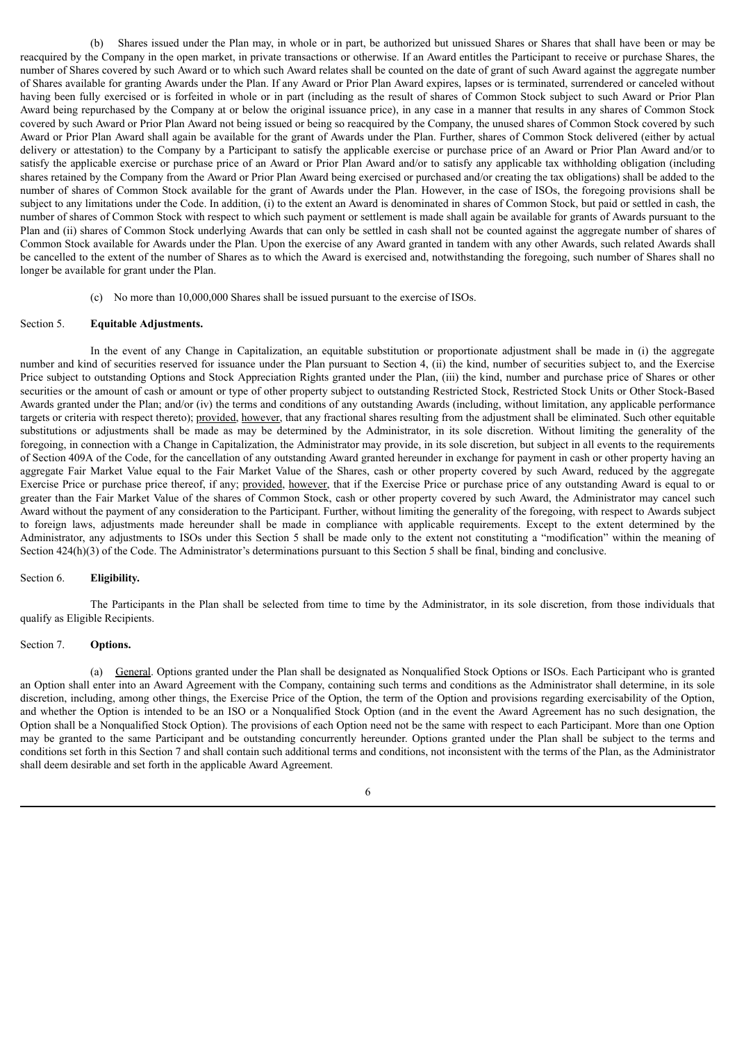(b) Shares issued under the Plan may, in whole or in part, be authorized but unissued Shares or Shares that shall have been or may be reacquired by the Company in the open market, in private transactions or otherwise. If an Award entitles the Participant to receive or purchase Shares, the number of Shares covered by such Award or to which such Award relates shall be counted on the date of grant of such Award against the aggregate number of Shares available for granting Awards under the Plan. If any Award or Prior Plan Award expires, lapses or is terminated, surrendered or canceled without having been fully exercised or is forfeited in whole or in part (including as the result of shares of Common Stock subject to such Award or Prior Plan Award being repurchased by the Company at or below the original issuance price), in any case in a manner that results in any shares of Common Stock covered by such Award or Prior Plan Award not being issued or being so reacquired by the Company, the unused shares of Common Stock covered by such Award or Prior Plan Award shall again be available for the grant of Awards under the Plan. Further, shares of Common Stock delivered (either by actual delivery or attestation) to the Company by a Participant to satisfy the applicable exercise or purchase price of an Award or Prior Plan Award and/or to satisfy the applicable exercise or purchase price of an Award or Prior Plan Award and/or to satisfy any applicable tax withholding obligation (including shares retained by the Company from the Award or Prior Plan Award being exercised or purchased and/or creating the tax obligations) shall be added to the number of shares of Common Stock available for the grant of Awards under the Plan. However, in the case of ISOs, the foregoing provisions shall be subject to any limitations under the Code. In addition, (i) to the extent an Award is denominated in shares of Common Stock, but paid or settled in cash, the number of shares of Common Stock with respect to which such payment or settlement is made shall again be available for grants of Awards pursuant to the Plan and (ii) shares of Common Stock underlying Awards that can only be settled in cash shall not be counted against the aggregate number of shares of Common Stock available for Awards under the Plan. Upon the exercise of any Award granted in tandem with any other Awards, such related Awards shall be cancelled to the extent of the number of Shares as to which the Award is exercised and, notwithstanding the foregoing, such number of Shares shall no longer be available for grant under the Plan.

(c) No more than 10,000,000 Shares shall be issued pursuant to the exercise of ISOs.

Section 5. **Equitable Adjustments.**

In the event of any Change in Capitalization, an equitable substitution or proportionate adjustment shall be made in (i) the aggregate number and kind of securities reserved for issuance under the Plan pursuant to Section 4, (ii) the kind, number of securities subject to, and the Exercise Price subject to outstanding Options and Stock Appreciation Rights granted under the Plan, (iii) the kind, number and purchase price of Shares or other securities or the amount of cash or amount or type of other property subject to outstanding Restricted Stock, Restricted Stock Units or Other Stock-Based Awards granted under the Plan; and/or (iv) the terms and conditions of any outstanding Awards (including, without limitation, any applicable performance targets or criteria with respect thereto); provided, however, that any fractional shares resulting from the adjustment shall be eliminated. Such other equitable substitutions or adjustments shall be made as may be determined by the Administrator, in its sole discretion. Without limiting the generality of the foregoing, in connection with a Change in Capitalization, the Administrator may provide, in its sole discretion, but subject in all events to the requirements of Section 409A of the Code, for the cancellation of any outstanding Award granted hereunder in exchange for payment in cash or other property having an aggregate Fair Market Value equal to the Fair Market Value of the Shares, cash or other property covered by such Award, reduced by the aggregate Exercise Price or purchase price thereof, if any; provided, however, that if the Exercise Price or purchase price of any outstanding Award is equal to or greater than the Fair Market Value of the shares of Common Stock, cash or other property covered by such Award, the Administrator may cancel such Award without the payment of any consideration to the Participant. Further, without limiting the generality of the foregoing, with respect to Awards subject to foreign laws, adjustments made hereunder shall be made in compliance with applicable requirements. Except to the extent determined by the Administrator, any adjustments to ISOs under this Section 5 shall be made only to the extent not constituting a "modification" within the meaning of Section 424(h)(3) of the Code. The Administrator's determinations pursuant to this Section 5 shall be final, binding and conclusive.

Section 6. **Eligibility.**

The Participants in the Plan shall be selected from time to time by the Administrator, in its sole discretion, from those individuals that qualify as Eligible Recipients.

Section 7. **Options.**

(a) General. Options granted under the Plan shall be designated as Nonqualified Stock Options or ISOs. Each Participant who is granted an Option shall enter into an Award Agreement with the Company, containing such terms and conditions as the Administrator shall determine, in its sole discretion, including, among other things, the Exercise Price of the Option, the term of the Option and provisions regarding exercisability of the Option, and whether the Option is intended to be an ISO or a Nonqualified Stock Option (and in the event the Award Agreement has no such designation, the Option shall be a Nonqualified Stock Option). The provisions of each Option need not be the same with respect to each Participant. More than one Option may be granted to the same Participant and be outstanding concurrently hereunder. Options granted under the Plan shall be subject to the terms and conditions set forth in this Section 7 and shall contain such additional terms and conditions, not inconsistent with the terms of the Plan, as the Administrator shall deem desirable and set forth in the applicable Award Agreement.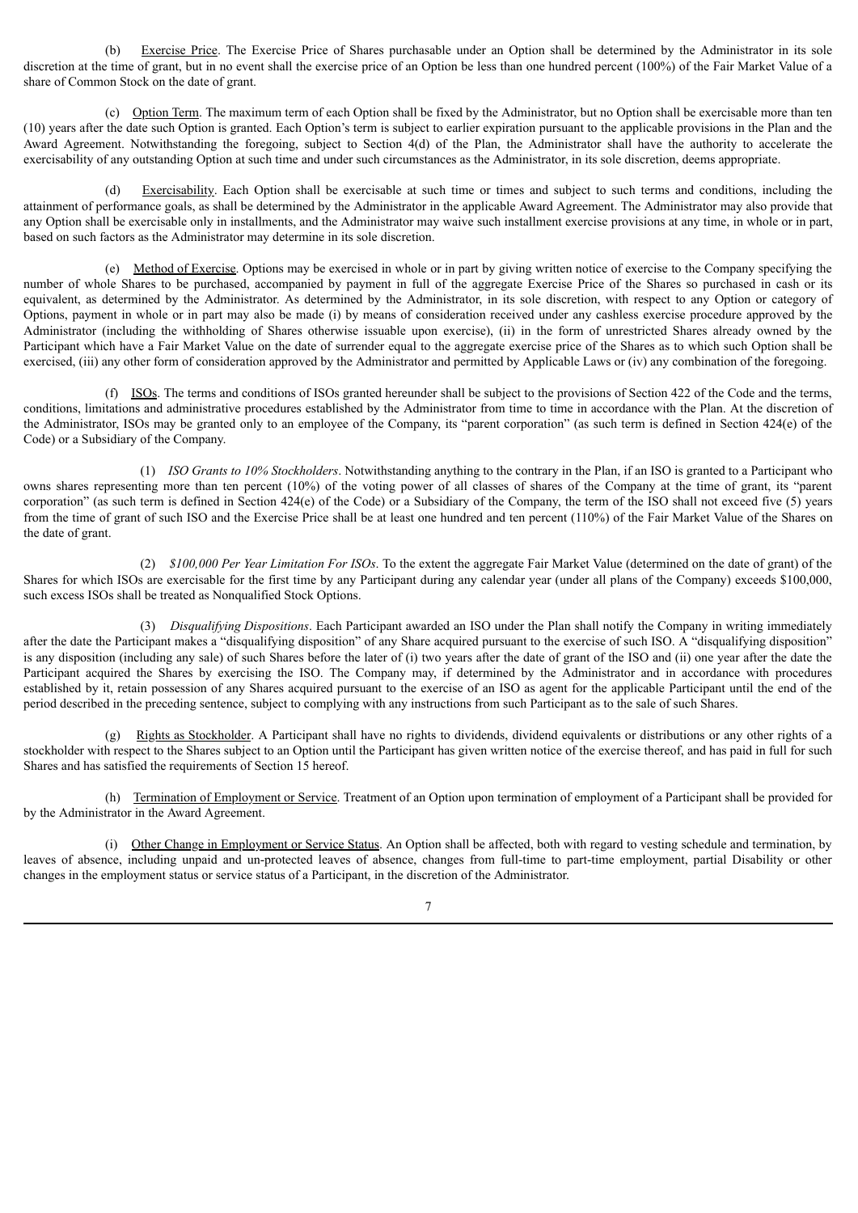(b) Exercise Price. The Exercise Price of Shares purchasable under an Option shall be determined by the Administrator in its sole discretion at the time of grant, but in no event shall the exercise price of an Option be less than one hundred percent (100%) of the Fair Market Value of a share of Common Stock on the date of grant.

(c) Option Term. The maximum term of each Option shall be fixed by the Administrator, but no Option shall be exercisable more than ten (10) years after the date such Option is granted. Each Option's term is subject to earlier expiration pursuant to the applicable provisions in the Plan and the Award Agreement. Notwithstanding the foregoing, subject to Section 4(d) of the Plan, the Administrator shall have the authority to accelerate the exercisability of any outstanding Option at such time and under such circumstances as the Administrator, in its sole discretion, deems appropriate.

(d) Exercisability. Each Option shall be exercisable at such time or times and subject to such terms and conditions, including the attainment of performance goals, as shall be determined by the Administrator in the applicable Award Agreement. The Administrator may also provide that any Option shall be exercisable only in installments, and the Administrator may waive such installment exercise provisions at any time, in whole or in part, based on such factors as the Administrator may determine in its sole discretion.

(e) Method of Exercise. Options may be exercised in whole or in part by giving written notice of exercise to the Company specifying the number of whole Shares to be purchased, accompanied by payment in full of the aggregate Exercise Price of the Shares so purchased in cash or its equivalent, as determined by the Administrator. As determined by the Administrator, in its sole discretion, with respect to any Option or category of Options, payment in whole or in part may also be made (i) by means of consideration received under any cashless exercise procedure approved by the Administrator (including the withholding of Shares otherwise issuable upon exercise), (ii) in the form of unrestricted Shares already owned by the Participant which have a Fair Market Value on the date of surrender equal to the aggregate exercise price of the Shares as to which such Option shall be exercised, (iii) any other form of consideration approved by the Administrator and permitted by Applicable Laws or (iv) any combination of the foregoing.

(f) ISOs. The terms and conditions of ISOs granted hereunder shall be subject to the provisions of Section 422 of the Code and the terms, conditions, limitations and administrative procedures established by the Administrator from time to time in accordance with the Plan. At the discretion of the Administrator, ISOs may be granted only to an employee of the Company, its "parent corporation" (as such term is defined in Section 424(e) of the Code) or a Subsidiary of the Company.

(1) *ISO Grants to 10% Stockholders*. Notwithstanding anything to the contrary in the Plan, if an ISO is granted to a Participant who owns shares representing more than ten percent (10%) of the voting power of all classes of shares of the Company at the time of grant, its "parent corporation" (as such term is defined in Section 424(e) of the Code) or a Subsidiary of the Company, the term of the ISO shall not exceed five (5) years from the time of grant of such ISO and the Exercise Price shall be at least one hundred and ten percent (110%) of the Fair Market Value of the Shares on the date of grant.

(2) *$100,000 Per Year Limitation For ISOs*. To the extent the aggregate Fair Market Value (determined on the date of grant) of the Shares for which ISOs are exercisable for the first time by any Participant during any calendar year (under all plans of the Company) exceeds $100,000, such excess ISOs shall be treated as Nonqualified Stock Options.

(3) *Disqualifying Dispositions*. Each Participant awarded an ISO under the Plan shall notify the Company in writing immediately after the date the Participant makes a "disqualifying disposition" of any Share acquired pursuant to the exercise of such ISO. A "disqualifying disposition" is any disposition (including any sale) of such Shares before the later of (i) two years after the date of grant of the ISO and (ii) one year after the date the Participant acquired the Shares by exercising the ISO. The Company may, if determined by the Administrator and in accordance with procedures established by it, retain possession of any Shares acquired pursuant to the exercise of an ISO as agent for the applicable Participant until the end of the period described in the preceding sentence, subject to complying with any instructions from such Participant as to the sale of such Shares.

(g) Rights as Stockholder. A Participant shall have no rights to dividends, dividend equivalents or distributions or any other rights of a stockholder with respect to the Shares subject to an Option until the Participant has given written notice of the exercise thereof, and has paid in full for such Shares and has satisfied the requirements of Section 15 hereof.

(h) Termination of Employment or Service. Treatment of an Option upon termination of employment of a Participant shall be provided for by the Administrator in the Award Agreement.

(i) Other Change in Employment or Service Status. An Option shall be affected, both with regard to vesting schedule and termination, by leaves of absence, including unpaid and un-protected leaves of absence, changes from full-time to part-time employment, partial Disability or other changes in the employment status or service status of a Participant, in the discretion of the Administrator.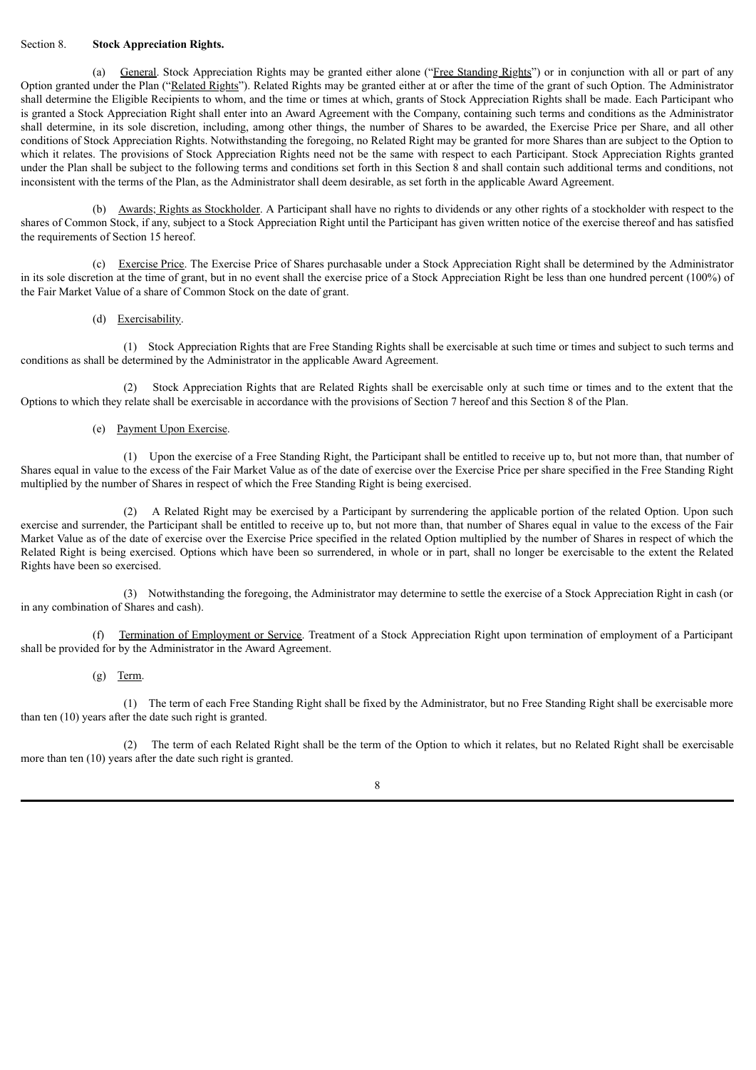Section 8. **Stock Appreciation Rights.**

(a) General. Stock Appreciation Rights may be granted either alone ("Free Standing Rights") or in conjunction with all or part of any Option granted under the Plan ("Related Rights"). Related Rights may be granted either at or after the time of the grant of such Option. The Administrator shall determine the Eligible Recipients to whom, and the time or times at which, grants of Stock Appreciation Rights shall be made. Each Participant who is granted a Stock Appreciation Right shall enter into an Award Agreement with the Company, containing such terms and conditions as the Administrator shall determine, in its sole discretion, including, among other things, the number of Shares to be awarded, the Exercise Price per Share, and all other conditions of Stock Appreciation Rights. Notwithstanding the foregoing, no Related Right may be granted for more Shares than are subject to the Option to which it relates. The provisions of Stock Appreciation Rights need not be the same with respect to each Participant. Stock Appreciation Rights granted under the Plan shall be subject to the following terms and conditions set forth in this Section 8 and shall contain such additional terms and conditions, not inconsistent with the terms of the Plan, as the Administrator shall deem desirable, as set forth in the applicable Award Agreement.

(b) Awards; Rights as Stockholder. A Participant shall have no rights to dividends or any other rights of a stockholder with respect to the shares of Common Stock, if any, subject to a Stock Appreciation Right until the Participant has given written notice of the exercise thereof and has satisfied the requirements of Section 15 hereof.

(c) Exercise Price. The Exercise Price of Shares purchasable under a Stock Appreciation Right shall be determined by the Administrator in its sole discretion at the time of grant, but in no event shall the exercise price of a Stock Appreciation Right be less than one hundred percent (100%) of the Fair Market Value of a share of Common Stock on the date of grant.

(d) Exercisability.

(1) Stock Appreciation Rights that are Free Standing Rights shall be exercisable at such time or times and subject to such terms and conditions as shall be determined by the Administrator in the applicable Award Agreement.

(2) Stock Appreciation Rights that are Related Rights shall be exercisable only at such time or times and to the extent that the Options to which they relate shall be exercisable in accordance with the provisions of Section 7 hereof and this Section 8 of the Plan.

(e) Payment Upon Exercise.

(1) Upon the exercise of a Free Standing Right, the Participant shall be entitled to receive up to, but not more than, that number of Shares equal in value to the excess of the Fair Market Value as of the date of exercise over the Exercise Price per share specified in the Free Standing Right multiplied by the number of Shares in respect of which the Free Standing Right is being exercised.

(2) A Related Right may be exercised by a Participant by surrendering the applicable portion of the related Option. Upon such exercise and surrender, the Participant shall be entitled to receive up to, but not more than, that number of Shares equal in value to the excess of the Fair Market Value as of the date of exercise over the Exercise Price specified in the related Option multiplied by the number of Shares in respect of which the Related Right is being exercised. Options which have been so surrendered, in whole or in part, shall no longer be exercisable to the extent the Related Rights have been so exercised.

(3) Notwithstanding the foregoing, the Administrator may determine to settle the exercise of a Stock Appreciation Right in cash (or in any combination of Shares and cash).

(f) Termination of Employment or Service. Treatment of a Stock Appreciation Right upon termination of employment of a Participant shall be provided for by the Administrator in the Award Agreement.

(g) Term.

(1) The term of each Free Standing Right shall be fixed by the Administrator, but no Free Standing Right shall be exercisable more than ten (10) years after the date such right is granted.

(2) The term of each Related Right shall be the term of the Option to which it relates, but no Related Right shall be exercisable more than ten (10) years after the date such right is granted.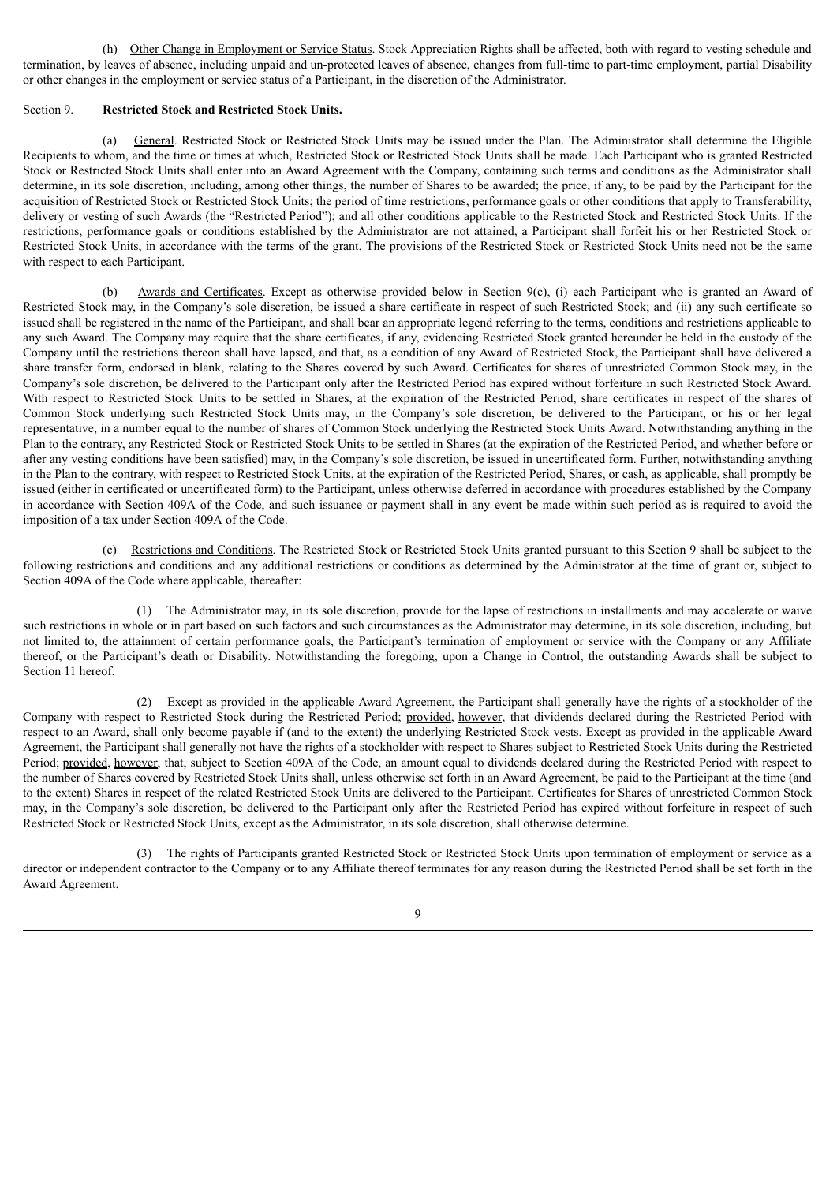(h) Other Change in Employment or Service Status. Stock Appreciation Rights shall be affected, both with regard to vesting schedule and termination, by leaves of absence, including unpaid and un-protected leaves of absence, changes from full-time to part-time employment, partial Disability or other changes in the employment or service status of a Participant, in the discretion of the Administrator.

Section 9. **Restricted Stock and Restricted Stock Units.**

(a) General. Restricted Stock or Restricted Stock Units may be issued under the Plan. The Administrator shall determine the Eligible Recipients to whom, and the time or times at which, Restricted Stock or Restricted Stock Units shall be made. Each Participant who is granted Restricted Stock or Restricted Stock Units shall enter into an Award Agreement with the Company, containing such terms and conditions as the Administrator shall determine, in its sole discretion, including, among other things, the number of Shares to be awarded; the price, if any, to be paid by the Participant for the acquisition of Restricted Stock or Restricted Stock Units; the period of time restrictions, performance goals or other conditions that apply to Transferability, delivery or vesting of such Awards (the "Restricted Period"); and all other conditions applicable to the Restricted Stock and Restricted Stock Units. If the restrictions, performance goals or conditions established by the Administrator are not attained, a Participant shall forfeit his or her Restricted Stock or Restricted Stock Units, in accordance with the terms of the grant. The provisions of the Restricted Stock or Restricted Stock Units need not be the same with respect to each Participant.

(b) Awards and Certificates. Except as otherwise provided below in Section 9(c), (i) each Participant who is granted an Award of Restricted Stock may, in the Company's sole discretion, be issued a share certificate in respect of such Restricted Stock; and (ii) any such certificate so issued shall be registered in the name of the Participant, and shall bear an appropriate legend referring to the terms, conditions and restrictions applicable to any such Award. The Company may require that the share certificates, if any, evidencing Restricted Stock granted hereunder be held in the custody of the Company until the restrictions thereon shall have lapsed, and that, as a condition of any Award of Restricted Stock, the Participant shall have delivered a share transfer form, endorsed in blank, relating to the Shares covered by such Award. Certificates for shares of unrestricted Common Stock may, in the Company's sole discretion, be delivered to the Participant only after the Restricted Period has expired without forfeiture in such Restricted Stock Award. With respect to Restricted Stock Units to be settled in Shares, at the expiration of the Restricted Period, share certificates in respect of the shares of Common Stock underlying such Restricted Stock Units may, in the Company's sole discretion, be delivered to the Participant, or his or her legal representative, in a number equal to the number of shares of Common Stock underlying the Restricted Stock Units Award. Notwithstanding anything in the Plan to the contrary, any Restricted Stock or Restricted Stock Units to be settled in Shares (at the expiration of the Restricted Period, and whether before or after any vesting conditions have been satisfied) may, in the Company's sole discretion, be issued in uncertificated form. Further, notwithstanding anything in the Plan to the contrary, with respect to Restricted Stock Units, at the expiration of the Restricted Period, Shares, or cash, as applicable, shall promptly be issued (either in certificated or uncertificated form) to the Participant, unless otherwise deferred in accordance with procedures established by the Company in accordance with Section 409A of the Code, and such issuance or payment shall in any event be made within such period as is required to avoid the imposition of a tax under Section 409A of the Code.

(c) Restrictions and Conditions. The Restricted Stock or Restricted Stock Units granted pursuant to this Section 9 shall be subject to the following restrictions and conditions and any additional restrictions or conditions as determined by the Administrator at the time of grant or, subject to Section 409A of the Code where applicable, thereafter:

(1) The Administrator may, in its sole discretion, provide for the lapse of restrictions in installments and may accelerate or waive such restrictions in whole or in part based on such factors and such circumstances as the Administrator may determine, in its sole discretion, including, but not limited to, the attainment of certain performance goals, the Participant's termination of employment or service with the Company or any Affiliate thereof, or the Participant's death or Disability. Notwithstanding the foregoing, upon a Change in Control, the outstanding Awards shall be subject to Section 11 hereof.

(2) Except as provided in the applicable Award Agreement, the Participant shall generally have the rights of a stockholder of the Company with respect to Restricted Stock during the Restricted Period; provided, however, that dividends declared during the Restricted Period with respect to an Award, shall only become payable if (and to the extent) the underlying Restricted Stock vests. Except as provided in the applicable Award Agreement, the Participant shall generally not have the rights of a stockholder with respect to Shares subject to Restricted Stock Units during the Restricted Period; provided, however, that, subject to Section 409A of the Code, an amount equal to dividends declared during the Restricted Period with respect to the number of Shares covered by Restricted Stock Units shall, unless otherwise set forth in an Award Agreement, be paid to the Participant at the time (and to the extent) Shares in respect of the related Restricted Stock Units are delivered to the Participant. Certificates for Shares of unrestricted Common Stock may, in the Company's sole discretion, be delivered to the Participant only after the Restricted Period has expired without forfeiture in respect of such Restricted Stock or Restricted Stock Units, except as the Administrator, in its sole discretion, shall otherwise determine.

(3) The rights of Participants granted Restricted Stock or Restricted Stock Units upon termination of employment or service as a director or independent contractor to the Company or to any Affiliate thereof terminates for any reason during the Restricted Period shall be set forth in the Award Agreement.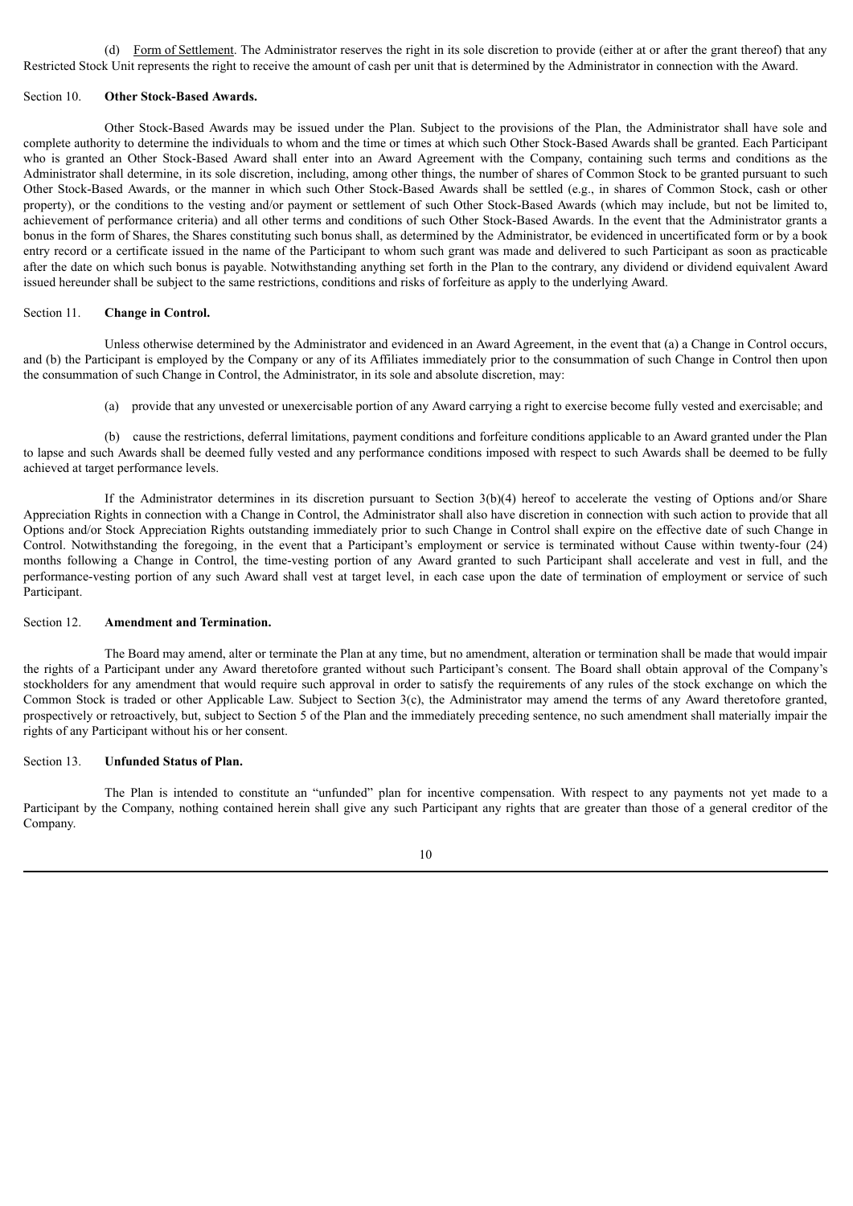(d) Form of Settlement. The Administrator reserves the right in its sole discretion to provide (either at or after the grant thereof) that any Restricted Stock Unit represents the right to receive the amount of cash per unit that is determined by the Administrator in connection with the Award.

Section 10. **Other Stock-Based Awards.**

Other Stock-Based Awards may be issued under the Plan. Subject to the provisions of the Plan, the Administrator shall have sole and complete authority to determine the individuals to whom and the time or times at which such Other Stock-Based Awards shall be granted. Each Participant who is granted an Other Stock-Based Award shall enter into an Award Agreement with the Company, containing such terms and conditions as the Administrator shall determine, in its sole discretion, including, among other things, the number of shares of Common Stock to be granted pursuant to such Other Stock-Based Awards, or the manner in which such Other Stock-Based Awards shall be settled (e.g., in shares of Common Stock, cash or other property), or the conditions to the vesting and/or payment or settlement of such Other Stock-Based Awards (which may include, but not be limited to, achievement of performance criteria) and all other terms and conditions of such Other Stock-Based Awards. In the event that the Administrator grants a bonus in the form of Shares, the Shares constituting such bonus shall, as determined by the Administrator, be evidenced in uncertificated form or by a book entry record or a certificate issued in the name of the Participant to whom such grant was made and delivered to such Participant as soon as practicable after the date on which such bonus is payable. Notwithstanding anything set forth in the Plan to the contrary, any dividend or dividend equivalent Award issued hereunder shall be subject to the same restrictions, conditions and risks of forfeiture as apply to the underlying Award.

Section 11. **Change in Control.**

Unless otherwise determined by the Administrator and evidenced in an Award Agreement, in the event that (a) a Change in Control occurs, and (b) the Participant is employed by the Company or any of its Affiliates immediately prior to the consummation of such Change in Control then upon the consummation of such Change in Control, the Administrator, in its sole and absolute discretion, may:

(a) provide that any unvested or unexercisable portion of any Award carrying a right to exercise become fully vested and exercisable; and

(b) cause the restrictions, deferral limitations, payment conditions and forfeiture conditions applicable to an Award granted under the Plan to lapse and such Awards shall be deemed fully vested and any performance conditions imposed with respect to such Awards shall be deemed to be fully achieved at target performance levels.

If the Administrator determines in its discretion pursuant to Section 3(b)(4) hereof to accelerate the vesting of Options and/or Share Appreciation Rights in connection with a Change in Control, the Administrator shall also have discretion in connection with such action to provide that all Options and/or Stock Appreciation Rights outstanding immediately prior to such Change in Control shall expire on the effective date of such Change in Control. Notwithstanding the foregoing, in the event that a Participant's employment or service is terminated without Cause within twenty-four (24) months following a Change in Control, the time-vesting portion of any Award granted to such Participant shall accelerate and vest in full, and the performance-vesting portion of any such Award shall vest at target level, in each case upon the date of termination of employment or service of such Participant.

Section 12. **Amendment and Termination.**

The Board may amend, alter or terminate the Plan at any time, but no amendment, alteration or termination shall be made that would impair the rights of a Participant under any Award theretofore granted without such Participant's consent. The Board shall obtain approval of the Company's stockholders for any amendment that would require such approval in order to satisfy the requirements of any rules of the stock exchange on which the Common Stock is traded or other Applicable Law. Subject to Section 3(c), the Administrator may amend the terms of any Award theretofore granted, prospectively or retroactively, but, subject to Section 5 of the Plan and the immediately preceding sentence, no such amendment shall materially impair the rights of any Participant without his or her consent.

Section 13. **Unfunded Status of Plan.**

The Plan is intended to constitute an "unfunded" plan for incentive compensation. With respect to any payments not yet made to a Participant by the Company, nothing contained herein shall give any such Participant any rights that are greater than those of a general creditor of the Company.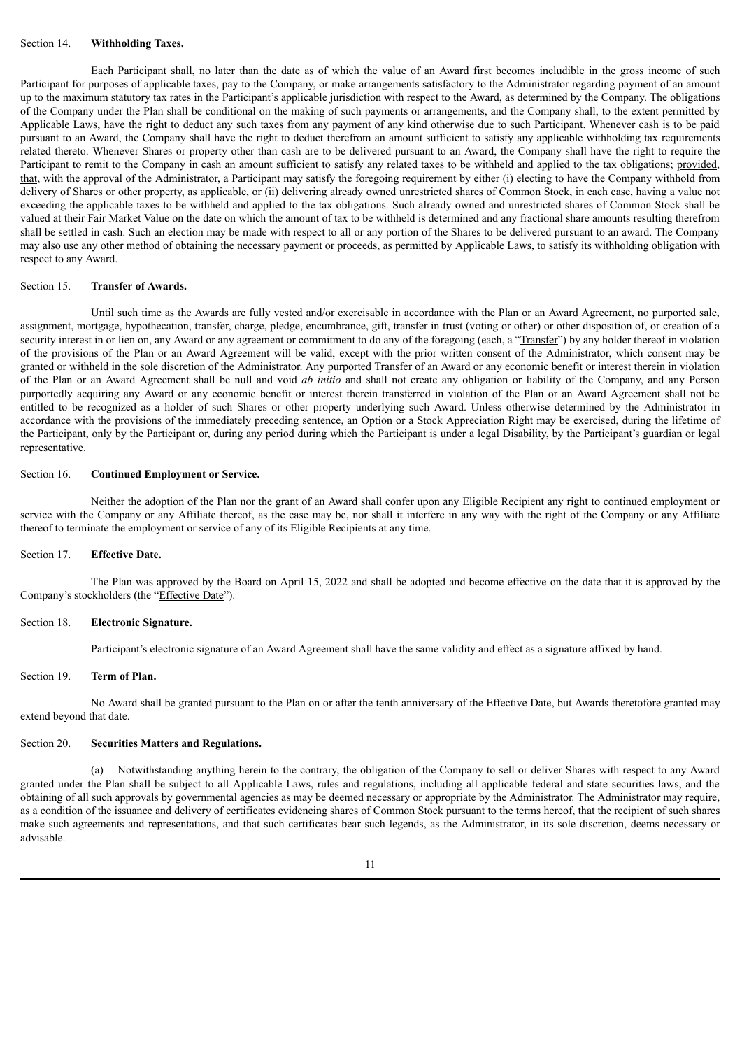Section 14. **Withholding Taxes.**

Each Participant shall, no later than the date as of which the value of an Award first becomes includible in the gross income of such Participant for purposes of applicable taxes, pay to the Company, or make arrangements satisfactory to the Administrator regarding payment of an amount up to the maximum statutory tax rates in the Participant's applicable jurisdiction with respect to the Award, as determined by the Company. The obligations of the Company under the Plan shall be conditional on the making of such payments or arrangements, and the Company shall, to the extent permitted by Applicable Laws, have the right to deduct any such taxes from any payment of any kind otherwise due to such Participant. Whenever cash is to be paid pursuant to an Award, the Company shall have the right to deduct therefrom an amount sufficient to satisfy any applicable withholding tax requirements related thereto. Whenever Shares or property other than cash are to be delivered pursuant to an Award, the Company shall have the right to require the Participant to remit to the Company in cash an amount sufficient to satisfy any related taxes to be withheld and applied to the tax obligations; provided, that, with the approval of the Administrator, a Participant may satisfy the foregoing requirement by either (i) electing to have the Company withhold from delivery of Shares or other property, as applicable, or (ii) delivering already owned unrestricted shares of Common Stock, in each case, having a value not exceeding the applicable taxes to be withheld and applied to the tax obligations. Such already owned and unrestricted shares of Common Stock shall be valued at their Fair Market Value on the date on which the amount of tax to be withheld is determined and any fractional share amounts resulting therefrom shall be settled in cash. Such an election may be made with respect to all or any portion of the Shares to be delivered pursuant to an award. The Company may also use any other method of obtaining the necessary payment or proceeds, as permitted by Applicable Laws, to satisfy its withholding obligation with respect to any Award.

Section 15. **Transfer of Awards.**

Until such time as the Awards are fully vested and/or exercisable in accordance with the Plan or an Award Agreement, no purported sale, assignment, mortgage, hypothecation, transfer, charge, pledge, encumbrance, gift, transfer in trust (voting or other) or other disposition of, or creation of a security interest in or lien on, any Award or any agreement or commitment to do any of the foregoing (each, a "Transfer") by any holder thereof in violation of the provisions of the Plan or an Award Agreement will be valid, except with the prior written consent of the Administrator, which consent may be granted or withheld in the sole discretion of the Administrator. Any purported Transfer of an Award or any economic benefit or interest therein in violation of the Plan or an Award Agreement shall be null and void *ab initio* and shall not create any obligation or liability of the Company, and any Person purportedly acquiring any Award or any economic benefit or interest therein transferred in violation of the Plan or an Award Agreement shall not be entitled to be recognized as a holder of such Shares or other property underlying such Award. Unless otherwise determined by the Administrator in accordance with the provisions of the immediately preceding sentence, an Option or a Stock Appreciation Right may be exercised, during the lifetime of the Participant, only by the Participant or, during any period during which the Participant is under a legal Disability, by the Participant's guardian or legal representative.

Section 16. **Continued Employment or Service.**

Neither the adoption of the Plan nor the grant of an Award shall confer upon any Eligible Recipient any right to continued employment or service with the Company or any Affiliate thereof, as the case may be, nor shall it interfere in any way with the right of the Company or any Affiliate thereof to terminate the employment or service of any of its Eligible Recipients at any time.

Section 17. **Effective Date.**

The Plan was approved by the Board on April 15, 2022 and shall be adopted and become effective on the date that it is approved by the Company's stockholders (the "Effective Date").

Section 18. **Electronic Signature.**

Participant's electronic signature of an Award Agreement shall have the same validity and effect as a signature affixed by hand.

Section 19. **Term of Plan.**

No Award shall be granted pursuant to the Plan on or after the tenth anniversary of the Effective Date, but Awards theretofore granted may extend beyond that date.

Section 20. **Securities Matters and Regulations.**

(a) Notwithstanding anything herein to the contrary, the obligation of the Company to sell or deliver Shares with respect to any Award granted under the Plan shall be subject to all Applicable Laws, rules and regulations, including all applicable federal and state securities laws, and the obtaining of all such approvals by governmental agencies as may be deemed necessary or appropriate by the Administrator. The Administrator may require, as a condition of the issuance and delivery of certificates evidencing shares of Common Stock pursuant to the terms hereof, that the recipient of such shares make such agreements and representations, and that such certificates bear such legends, as the Administrator, in its sole discretion, deems necessary or advisable.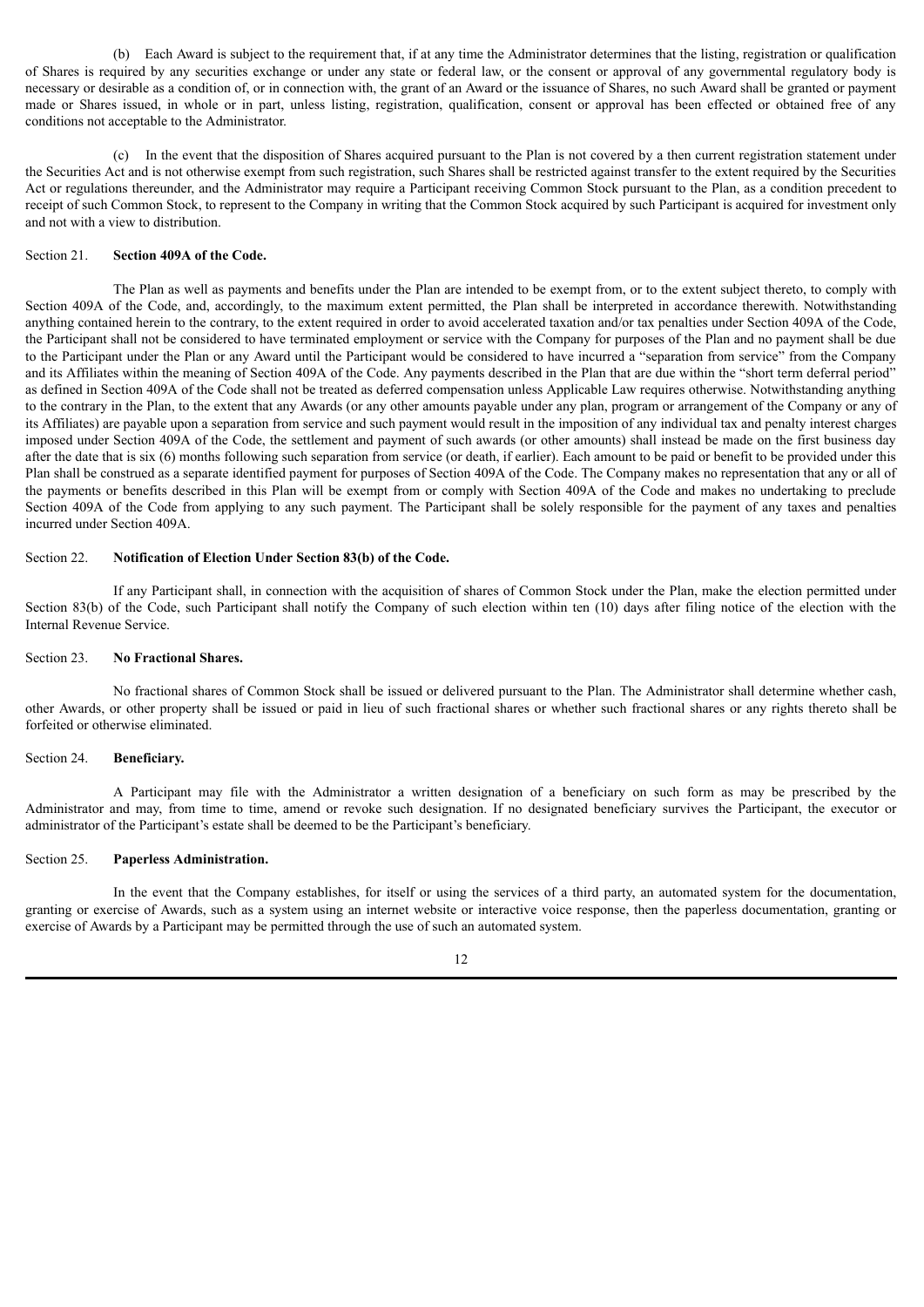(b) Each Award is subject to the requirement that, if at any time the Administrator determines that the listing, registration or qualification of Shares is required by any securities exchange or under any state or federal law, or the consent or approval of any governmental regulatory body is necessary or desirable as a condition of, or in connection with, the grant of an Award or the issuance of Shares, no such Award shall be granted or payment made or Shares issued, in whole or in part, unless listing, registration, qualification, consent or approval has been effected or obtained free of any conditions not acceptable to the Administrator.

(c) In the event that the disposition of Shares acquired pursuant to the Plan is not covered by a then current registration statement under the Securities Act and is not otherwise exempt from such registration, such Shares shall be restricted against transfer to the extent required by the Securities Act or regulations thereunder, and the Administrator may require a Participant receiving Common Stock pursuant to the Plan, as a condition precedent to receipt of such Common Stock, to represent to the Company in writing that the Common Stock acquired by such Participant is acquired for investment only and not with a view to distribution.

Section 21. **Section 409A of the Code.**

The Plan as well as payments and benefits under the Plan are intended to be exempt from, or to the extent subject thereto, to comply with Section 409A of the Code, and, accordingly, to the maximum extent permitted, the Plan shall be interpreted in accordance therewith. Notwithstanding anything contained herein to the contrary, to the extent required in order to avoid accelerated taxation and/or tax penalties under Section 409A of the Code, the Participant shall not be considered to have terminated employment or service with the Company for purposes of the Plan and no payment shall be due to the Participant under the Plan or any Award until the Participant would be considered to have incurred a "separation from service" from the Company and its Affiliates within the meaning of Section 409A of the Code. Any payments described in the Plan that are due within the "short term deferral period" as defined in Section 409A of the Code shall not be treated as deferred compensation unless Applicable Law requires otherwise. Notwithstanding anything to the contrary in the Plan, to the extent that any Awards (or any other amounts payable under any plan, program or arrangement of the Company or any of its Affiliates) are payable upon a separation from service and such payment would result in the imposition of any individual tax and penalty interest charges imposed under Section 409A of the Code, the settlement and payment of such awards (or other amounts) shall instead be made on the first business day after the date that is six (6) months following such separation from service (or death, if earlier). Each amount to be paid or benefit to be provided under this Plan shall be construed as a separate identified payment for purposes of Section 409A of the Code. The Company makes no representation that any or all of the payments or benefits described in this Plan will be exempt from or comply with Section 409A of the Code and makes no undertaking to preclude Section 409A of the Code from applying to any such payment. The Participant shall be solely responsible for the payment of any taxes and penalties incurred under Section 409A.

Section 22. **Notification of Election Under Section 83(b) of the Code.**

If any Participant shall, in connection with the acquisition of shares of Common Stock under the Plan, make the election permitted under Section 83(b) of the Code, such Participant shall notify the Company of such election within ten (10) days after filing notice of the election with the Internal Revenue Service.

Section 23. **No Fractional Shares.**

No fractional shares of Common Stock shall be issued or delivered pursuant to the Plan. The Administrator shall determine whether cash, other Awards, or other property shall be issued or paid in lieu of such fractional shares or whether such fractional shares or any rights thereto shall be forfeited or otherwise eliminated.

Section 24. **Beneficiary.**

A Participant may file with the Administrator a written designation of a beneficiary on such form as may be prescribed by the Administrator and may, from time to time, amend or revoke such designation. If no designated beneficiary survives the Participant, the executor or administrator of the Participant's estate shall be deemed to be the Participant's beneficiary.

Section 25. **Paperless Administration.**

In the event that the Company establishes, for itself or using the services of a third party, an automated system for the documentation, granting or exercise of Awards, such as a system using an internet website or interactive voice response, then the paperless documentation, granting or exercise of Awards by a Participant may be permitted through the use of such an automated system.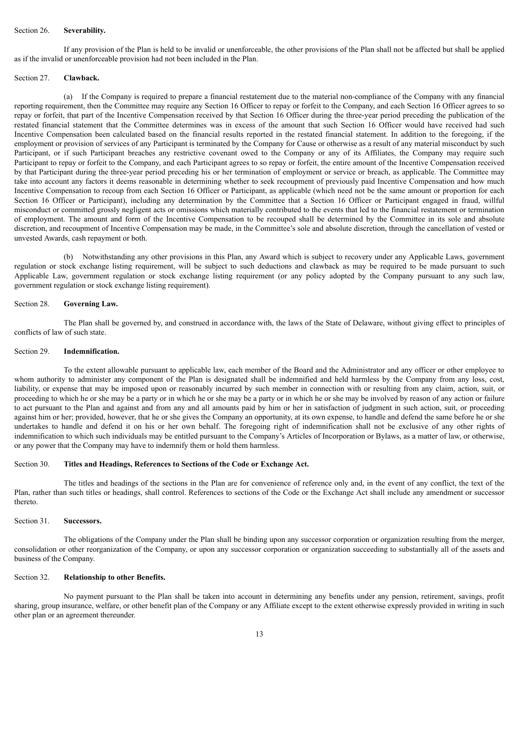Section 26. **Severability.**

If any provision of the Plan is held to be invalid or unenforceable, the other provisions of the Plan shall not be affected but shall be applied as if the invalid or unenforceable provision had not been included in the Plan.

Section 27. **Clawback.**

(a) If the Company is required to prepare a financial restatement due to the material non-compliance of the Company with any financial reporting requirement, then the Committee may require any Section 16 Officer to repay or forfeit to the Company, and each Section 16 Officer agrees to so repay or forfeit, that part of the Incentive Compensation received by that Section 16 Officer during the three-year period preceding the publication of the restated financial statement that the Committee determines was in excess of the amount that such Section 16 Officer would have received had such Incentive Compensation been calculated based on the financial results reported in the restated financial statement. In addition to the foregoing, if the employment or provision of services of any Participant is terminated by the Company for Cause or otherwise as a result of any material misconduct by such Participant, or if such Participant breaches any restrictive covenant owed to the Company or any of its Affiliates, the Company may require such Participant to repay or forfeit to the Company, and each Participant agrees to so repay or forfeit, the entire amount of the Incentive Compensation received by that Participant during the three-year period preceding his or her termination of employment or service or breach, as applicable. The Committee may take into account any factors it deems reasonable in determining whether to seek recoupment of previously paid Incentive Compensation and how much Incentive Compensation to recoup from each Section 16 Officer or Participant, as applicable (which need not be the same amount or proportion for each Section 16 Officer or Participant), including any determination by the Committee that a Section 16 Officer or Participant engaged in fraud, willful misconduct or committed grossly negligent acts or omissions which materially contributed to the events that led to the financial restatement or termination of employment. The amount and form of the Incentive Compensation to be recouped shall be determined by the Committee in its sole and absolute discretion, and recoupment of Incentive Compensation may be made, in the Committee's sole and absolute discretion, through the cancellation of vested or unvested Awards, cash repayment or both.

(b) Notwithstanding any other provisions in this Plan, any Award which is subject to recovery under any Applicable Laws, government regulation or stock exchange listing requirement, will be subject to such deductions and clawback as may be required to be made pursuant to such Applicable Law, government regulation or stock exchange listing requirement (or any policy adopted by the Company pursuant to any such law, government regulation or stock exchange listing requirement).

Section 28. **Governing Law.**

The Plan shall be governed by, and construed in accordance with, the laws of the State of Delaware, without giving effect to principles of conflicts of law of such state.

Section 29. **Indemnification.**

To the extent allowable pursuant to applicable law, each member of the Board and the Administrator and any officer or other employee to whom authority to administer any component of the Plan is designated shall be indemnified and held harmless by the Company from any loss, cost, liability, or expense that may be imposed upon or reasonably incurred by such member in connection with or resulting from any claim, action, suit, or proceeding to which he or she may be a party or in which he or she may be a party or in which he or she may be involved by reason of any action or failure to act pursuant to the Plan and against and from any and all amounts paid by him or her in satisfaction of judgment in such action, suit, or proceeding against him or her; provided, however, that he or she gives the Company an opportunity, at its own expense, to handle and defend the same before he or she undertakes to handle and defend it on his or her own behalf. The foregoing right of indemnification shall not be exclusive of any other rights of indemnification to which such individuals may be entitled pursuant to the Company's Articles of Incorporation or Bylaws, as a matter of law, or otherwise, or any power that the Company may have to indemnify them or hold them harmless.

Section 30. **Titles and Headings, References to Sections of the Code or Exchange Act.**

The titles and headings of the sections in the Plan are for convenience of reference only and, in the event of any conflict, the text of the Plan, rather than such titles or headings, shall control. References to sections of the Code or the Exchange Act shall include any amendment or successor thereto.

Section 31. **Successors.**

The obligations of the Company under the Plan shall be binding upon any successor corporation or organization resulting from the merger, consolidation or other reorganization of the Company, or upon any successor corporation or organization succeeding to substantially all of the assets and business of the Company.

Section 32. **Relationship to other Benefits.**

No payment pursuant to the Plan shall be taken into account in determining any benefits under any pension, retirement, savings, profit sharing, group insurance, welfare, or other benefit plan of the Company or any Affiliate except to the extent otherwise expressly provided in writing in such other plan or an agreement thereunder.